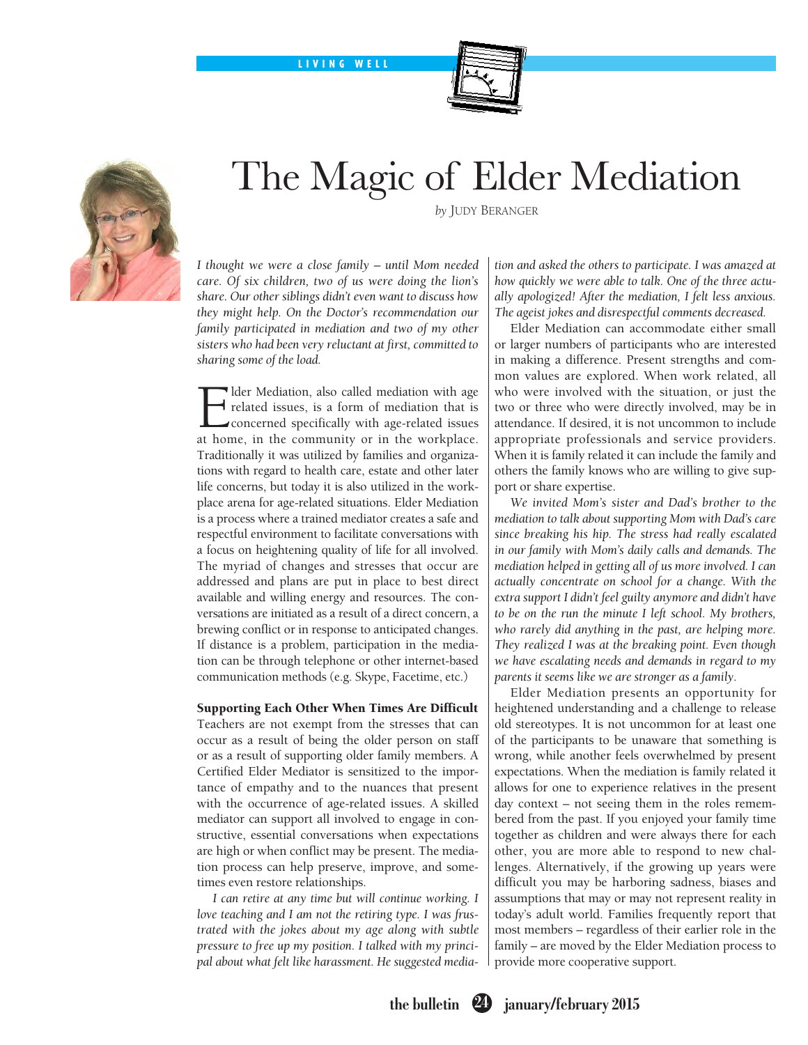# The Magic of Elder Mediation

*by* JUDY BERANGER

*I thought we were a close family – until Mom needed care. Of six children, two of us were doing the lion's share. Our other siblings didn't even want to discuss how they might help. On the Doctor's recommendation our family participated in mediation and two of my other sisters who had been very reluctant at first, committed to sharing some of the load.*

Elder Mediation, also called mediation with age related issues, is a form of mediation that is concerned specifically with age-related issues at home, in the community or in the workplace. Traditionally it was utilized by families and organizations with regard to health care, estate and other later life concerns, but today it is also utilized in the workplace arena for age-related situations. Elder Mediation is a process where a trained mediator creates a safe and respectful environment to facilitate conversations with a focus on heightening quality of life for all involved. The myriad of changes and stresses that occur are addressed and plans are put in place to best direct available and willing energy and resources. The conversations are initiated as a result of a direct concern, a brewing conflict or in response to anticipated changes. If distance is a problem, participation in the mediation can be through telephone or other internet-based communication methods (e.g. Skype, Facetime, etc.)

**Supporting Each Other When Times Are Difficult**

Teachers are not exempt from the stresses that can occur as a result of being the older person on staff or as a result of supporting older family members. A Certified Elder Mediator is sensitized to the importance of empathy and to the nuances that present with the occurrence of age-related issues. A skilled mediator can support all involved to engage in constructive, essential conversations when expectations are high or when conflict may be present. The mediation process can help preserve, improve, and sometimes even restore relationships.

*I can retire at any time but will continue working. I love teaching and I am not the retiring type. I was frustrated with the jokes about my age along with subtle pressure to free up my position. I talked with my principal about what felt like harassment. He suggested mediation and asked the others to participate. I was amazed at how quickly we were able to talk. One of the three actually apologized! After the mediation, I felt less anxious. The ageist jokes and disrespectful comments decreased.*

Elder Mediation can accommodate either small or larger numbers of participants who are interested in making a difference. Present strengths and common values are explored. When work related, all who were involved with the situation, or just the two or three who were directly involved, may be in attendance. If desired, it is not uncommon to include appropriate professionals and service providers. When it is family related it can include the family and others the family knows who are willing to give support or share expertise.

*We invited Mom's sister and Dad's brother to the mediation to talk about supporting Mom with Dad's care since breaking his hip. The stress had really escalated in our family with Mom's daily calls and demands. The mediation helped in getting all of us more involved. I can actually concentrate on school for a change. With the extra support I didn't feel guilty anymore and didn't have to be on the run the minute I left school. My brothers, who rarely did anything in the past, are helping more. They realized I was at the breaking point. Even though we have escalating needs and demands in regard to my parents it seems like we are stronger as a family.*

Elder Mediation presents an opportunity for heightened understanding and a challenge to release old stereotypes. It is not uncommon for at least one of the participants to be unaware that something is wrong, while another feels overwhelmed by present expectations. When the mediation is family related it allows for one to experience relatives in the present day context – not seeing them in the roles remembered from the past. If you enjoyed your family time together as children and were always there for each other, you are more able to respond to new challenges. Alternatively, if the growing up years were difficult you may be harboring sadness, biases and assumptions that may or may not represent reality in today's adult world. Families frequently report that most members – regardless of their earlier role in the family – are moved by the Elder Mediation process to provide more cooperative support.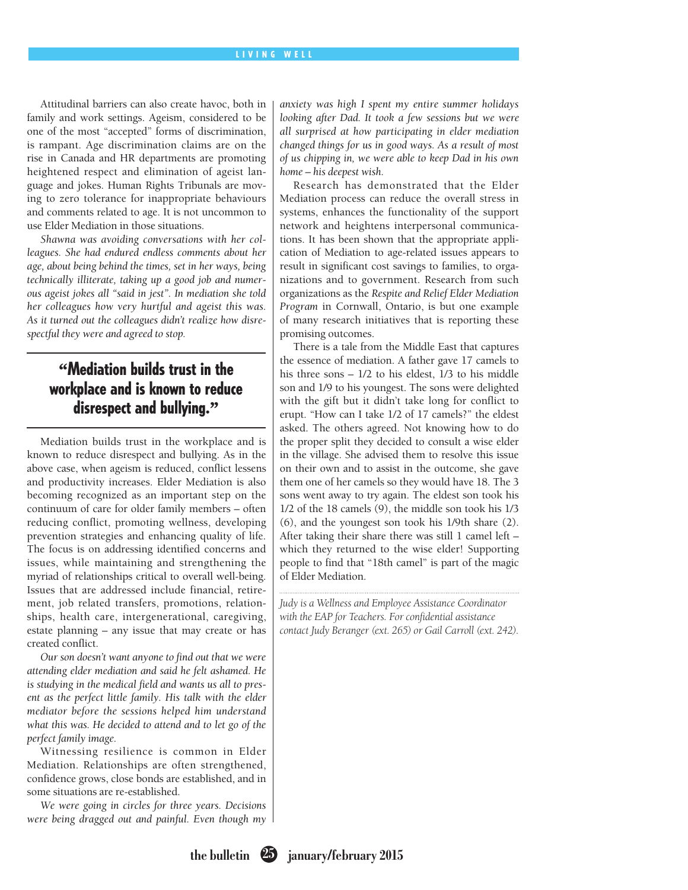Attitudinal barriers can also create havoc, both in family and work settings. Ageism, considered to be one of the most "accepted" forms of discrimination, is rampant. Age discrimination claims are on the rise in Canada and HR departments are promoting heightened respect and elimination of ageist language and jokes. Human Rights Tribunals are moving to zero tolerance for inappropriate behaviours and comments related to age. It is not uncommon to use Elder Mediation in those situations.

*Shawna was avoiding conversations with her colleagues. She had endured endless comments about her age, about being behind the times, set in her ways, being technically illiterate, taking up a good job and numerous ageist jokes all "said in jest". In mediation she told her colleagues how very hurtful and ageist this was. As it turned out the colleagues didn't realize how disrespectful they were and agreed to stop.*

> **"Mediation builds trust in the workplace and is known to reduce disrespect and bullying."**

Mediation builds trust in the workplace and is known to reduce disrespect and bullying. As in the above case, when ageism is reduced, conflict lessens and productivity increases. Elder Mediation is also becoming recognized as an important step on the continuum of care for older family members – often reducing conflict, promoting wellness, developing prevention strategies and enhancing quality of life. The focus is on addressing identified concerns and issues, while maintaining and strengthening the myriad of relationships critical to overall well-being. Issues that are addressed include financial, retirement, job related transfers, promotions, relationships, health care, intergenerational, caregiving, estate planning – any issue that may create or has created conflict.

*Our son doesn't want anyone to find out that we were attending elder mediation and said he felt ashamed. He is studying in the medical field and wants us all to present as the perfect little family. His talk with the elder mediator before the sessions helped him understand what this was. He decided to attend and to let go of the perfect family image.*

Witnessing resilience is common in Elder Mediation. Relationships are often strengthened, confidence grows, close bonds are established, and in some situations are re-established.

*We were going in circles for three years. Decisions were being dragged out and painful. Even though my anxiety was high I spent my entire summer holidays looking after Dad. It took a few sessions but we were all surprised at how participating in elder mediation changed things for us in good ways. As a result of most of us chipping in, we were able to keep Dad in his own home – his deepest wish.*

Research has demonstrated that the Elder Mediation process can reduce the overall stress in systems, enhances the functionality of the support network and heightens interpersonal communications. It has been shown that the appropriate application of Mediation to age-related issues appears to result in significant cost savings to families, to organizations and to government. Research from such organizations as the *Respite and Relief Elder Mediation Program* in Cornwall, Ontario, is but one example of many research initiatives that is reporting these promising outcomes.

There is a tale from the Middle East that captures the essence of mediation. A father gave 17 camels to his three sons – 1/2 to his eldest, 1/3 to his middle son and 1/9 to his youngest. The sons were delighted with the gift but it didn't take long for conflict to erupt. "How can I take 1/2 of 17 camels?" the eldest asked. The others agreed. Not knowing how to do the proper split they decided to consult a wise elder in the village. She advised them to resolve this issue on their own and to assist in the outcome, she gave them one of her camels so they would have 18. The 3 sons went away to try again. The eldest son took his 1/2 of the 18 camels (9), the middle son took his 1/3 (6), and the youngest son took his 1/9th share (2). After taking their share there was still 1 camel left – which they returned to the wise elder! Supporting people to find that "18th camel" is part of the magic of Elder Mediation.

---

*Judy is a Wellness and Employee Assistance Coordinator with the EAP for Teachers. For confidential assistance contact Judy Beranger (ext. 265) or Gail Carroll (ext. 242).*